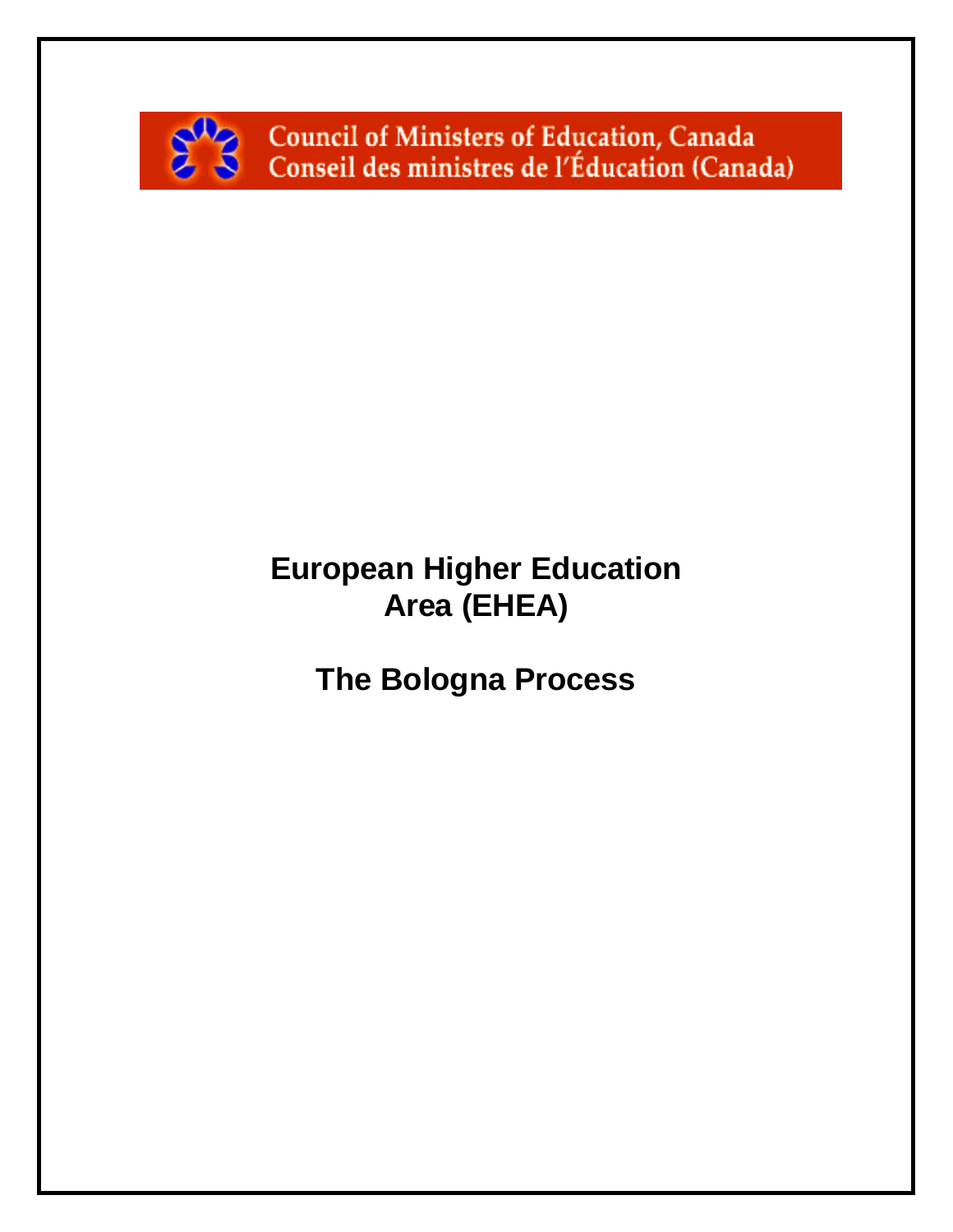Council of Ministers of Education, Canada
Conseil des ministres de l'Éducation (Canada)

# European Higher Education Area (EHEA)

# The Bologna Process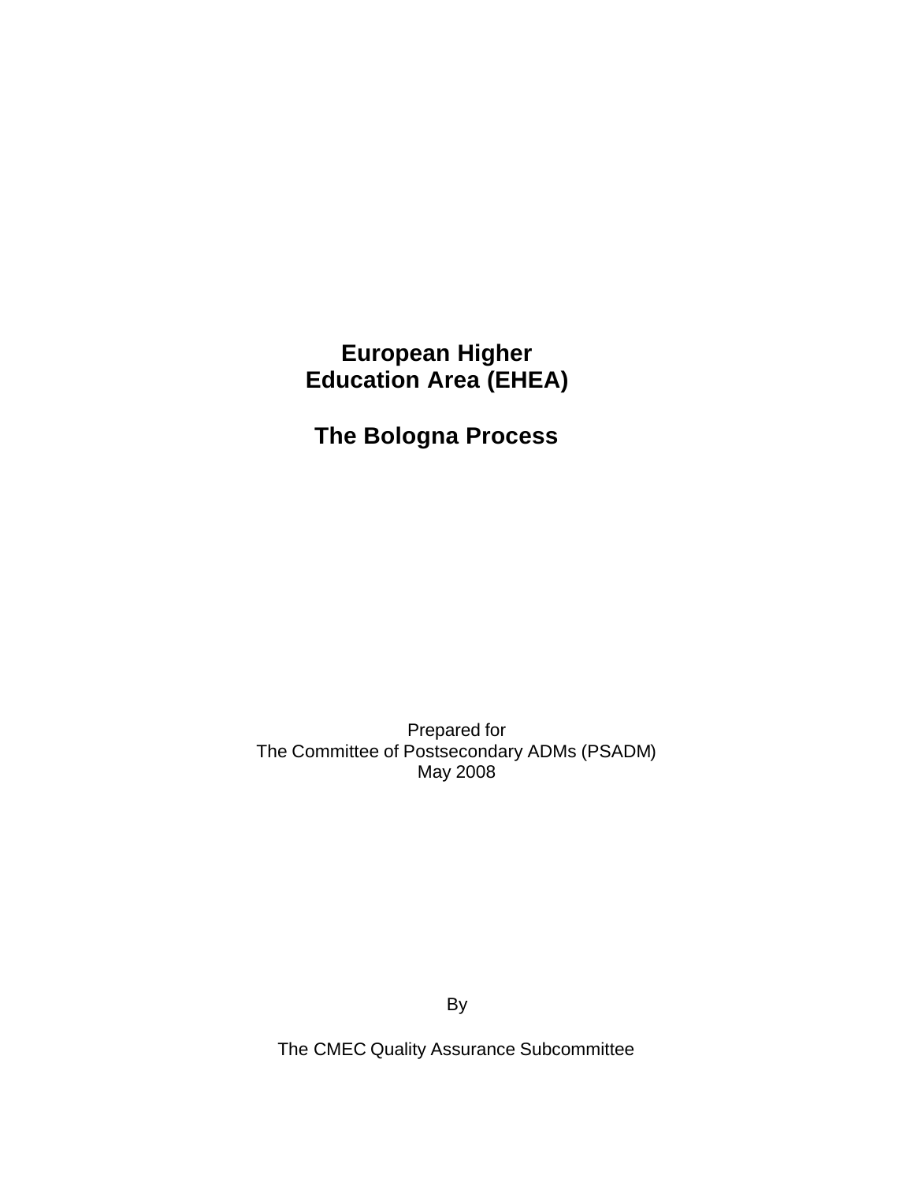# European Higher Education Area (EHEA)

# The Bologna Process

Prepared for
The Committee of Postsecondary ADMs (PSADM)
May 2008

By

The CMEC Quality Assurance Subcommittee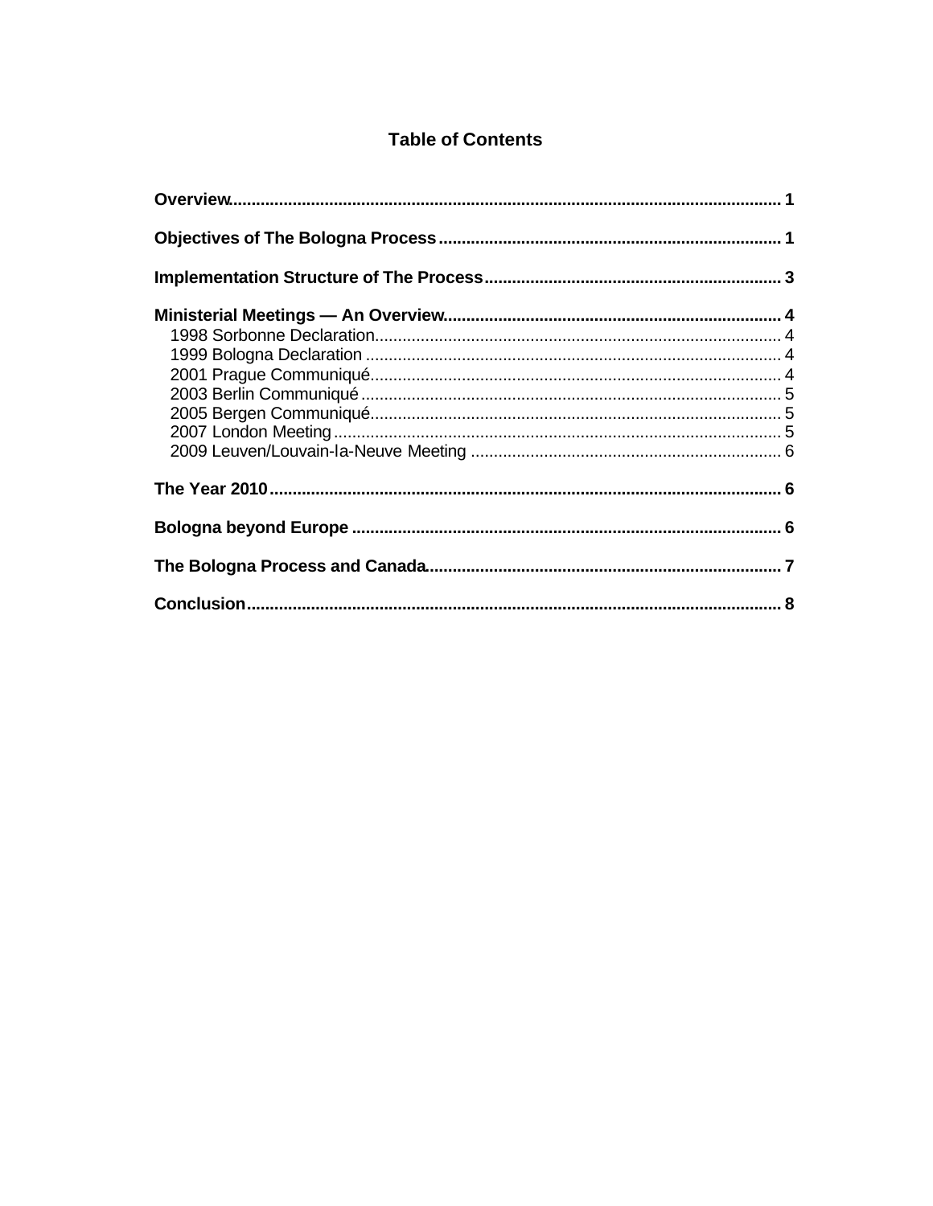# Table of Contents

**Overview** .......... 1

**Objectives of The Bologna Process** .......... 1

**Implementation Structure of The Process** .......... 3

**Ministerial Meetings — An Overview** .......... 4

- 1998 Sorbonne Declaration .......... 4
- 1999 Bologna Declaration .......... 4
- 2001 Prague Communiqué .......... 4
- 2003 Berlin Communiqué .......... 5
- 2005 Bergen Communiqué .......... 5
- 2007 London Meeting .......... 5
- 2009 Leuven/Louvain-la-Neuve Meeting .......... 6

**The Year 2010** .......... 6

**Bologna beyond Europe** .......... 6

**The Bologna Process and Canada** .......... 7

**Conclusion** .......... 8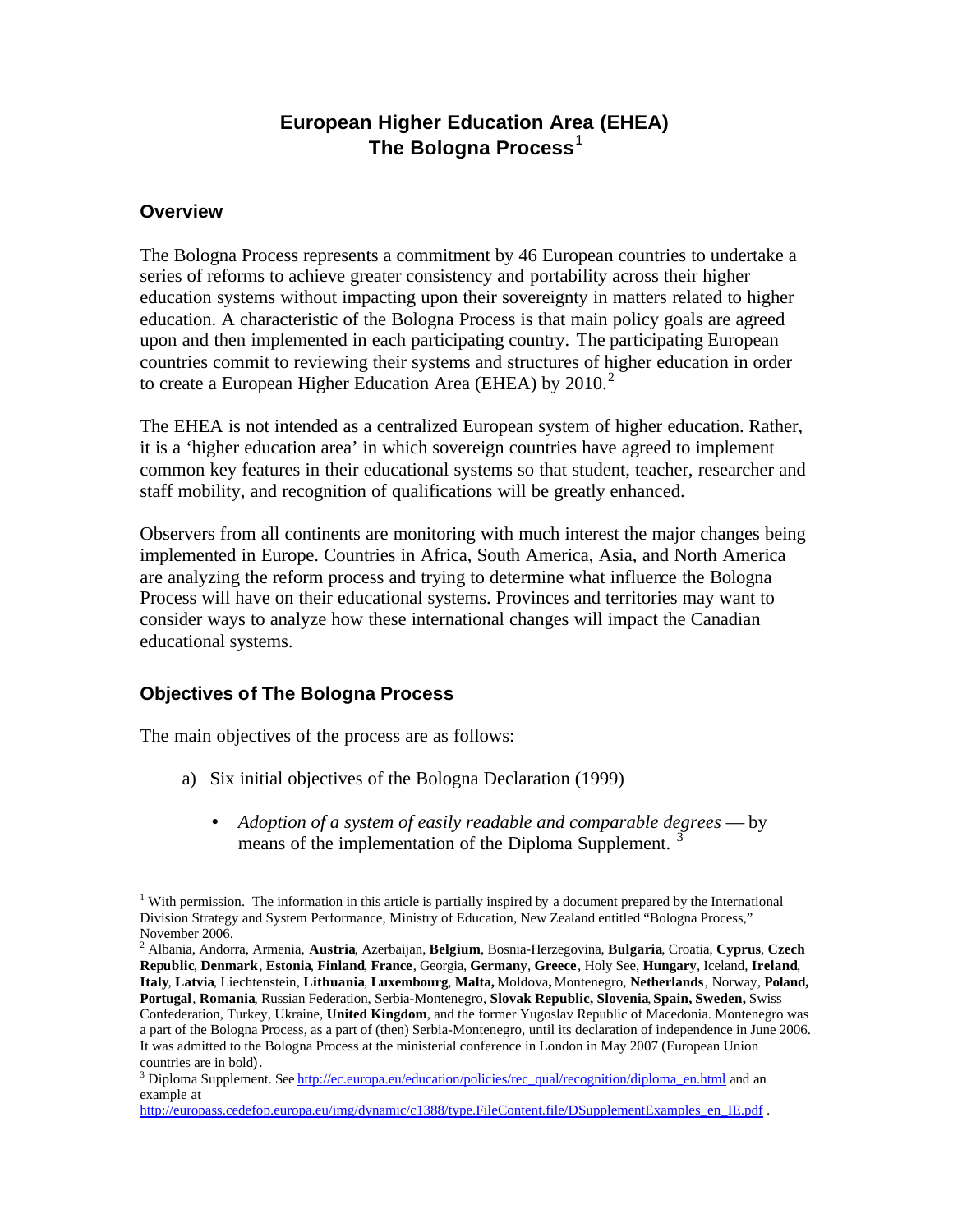# European Higher Education Area (EHEA) The Bologna Process[1]

## Overview

The Bologna Process represents a commitment by 46 European countries to undertake a series of reforms to achieve greater consistency and portability across their higher education systems without impacting upon their sovereignty in matters related to higher education. A characteristic of the Bologna Process is that main policy goals are agreed upon and then implemented in each participating country. The participating European countries commit to reviewing their systems and structures of higher education in order to create a European Higher Education Area (EHEA) by 2010.[2]

The EHEA is not intended as a centralized European system of higher education. Rather, it is a 'higher education area' in which sovereign countries have agreed to implement common key features in their educational systems so that student, teacher, researcher and staff mobility, and recognition of qualifications will be greatly enhanced.

Observers from all continents are monitoring with much interest the major changes being implemented in Europe. Countries in Africa, South America, Asia, and North America are analyzing the reform process and trying to determine what influence the Bologna Process will have on their educational systems. Provinces and territories may want to consider ways to analyze how these international changes will impact the Canadian educational systems.

## Objectives of The Bologna Process

The main objectives of the process are as follows:

a) Six initial objectives of the Bologna Declaration (1999)

- *Adoption of a system of easily readable and comparable degrees* — by means of the implementation of the Diploma Supplement. [3]

---

[1] With permission. The information in this article is partially inspired by a document prepared by the International Division Strategy and System Performance, Ministry of Education, New Zealand entitled "Bologna Process," November 2006.

[2] Albania, Andorra, Armenia, **Austria**, Azerbaijan, **Belgium**, Bosnia-Herzegovina, **Bulgaria**, Croatia, **Cyprus**, **Czech Republic**, **Denmark**, **Estonia**, **Finland**, **France**, Georgia, **Germany**, **Greece**, Holy See, **Hungary**, Iceland, **Ireland**, **Italy**, **Latvia**, Liechtenstein, **Lithuania**, **Luxembourg**, **Malta,** Moldova**,** Montenegro, **Netherlands**, Norway, **Poland, Portugal**, **Romania**, Russian Federation, Serbia-Montenegro, **Slovak Republic, Slovenia**, **Spain, Sweden,** Swiss Confederation, Turkey, Ukraine, **United Kingdom**, and the former Yugoslav Republic of Macedonia. Montenegro was a part of the Bologna Process, as a part of (then) Serbia-Montenegro, until its declaration of independence in June 2006. It was admitted to the Bologna Process at the ministerial conference in London in May 2007 (European Union countries are in bold).

[3] Diploma Supplement. See http://ec.europa.eu/education/policies/rec_qual/recognition/diploma_en.html and an example at http://europass.cedefop.europa.eu/img/dynamic/c1388/type.FileContent.file/DSupplementExamples_en_IE.pdf .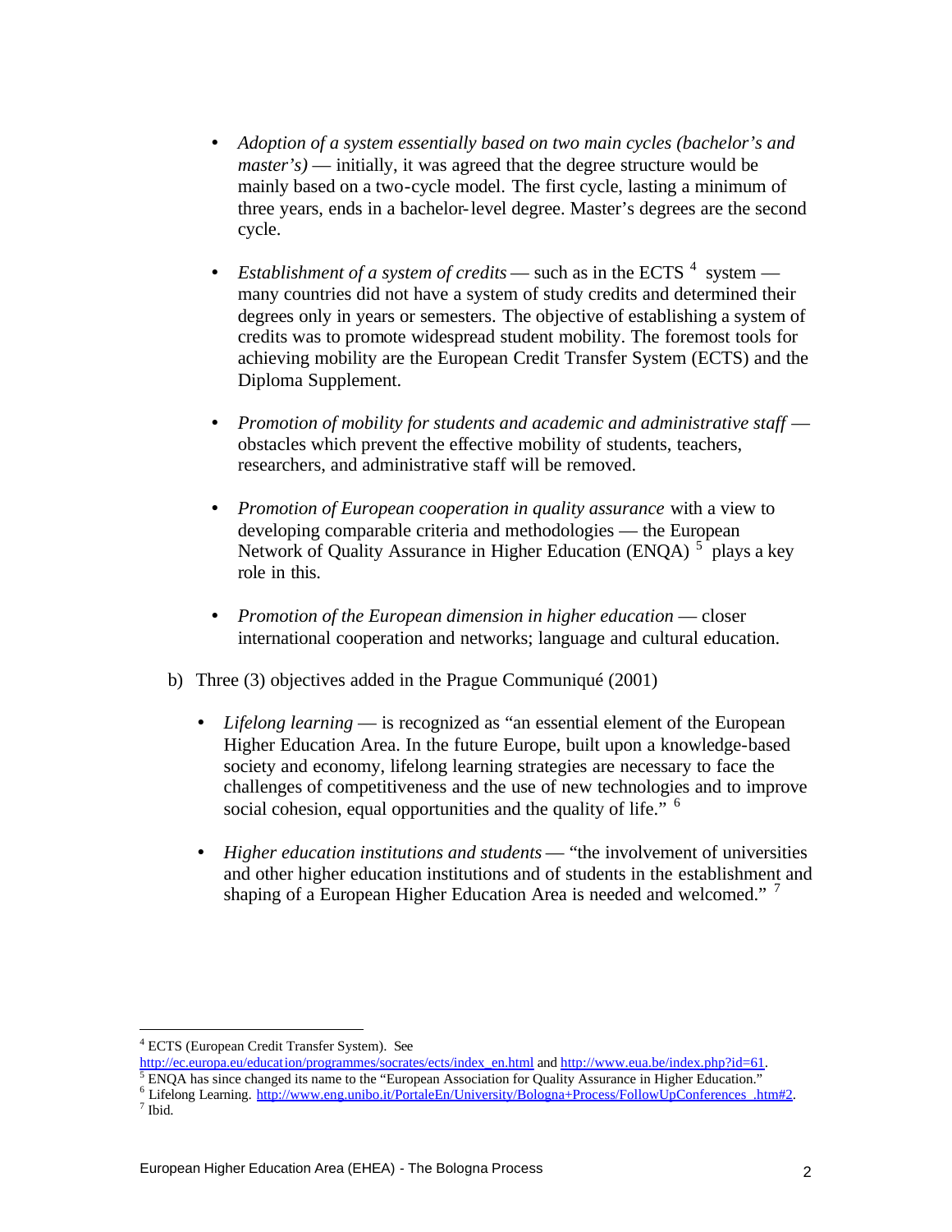- *Adoption of a system essentially based on two main cycles (bachelor's and master's)* — initially, it was agreed that the degree structure would be mainly based on a two-cycle model. The first cycle, lasting a minimum of three years, ends in a bachelor-level degree. Master's degrees are the second cycle.

- *Establishment of a system of credits* — such as in the ECTS [4] system — many countries did not have a system of study credits and determined their degrees only in years or semesters. The objective of establishing a system of credits was to promote widespread student mobility. The foremost tools for achieving mobility are the European Credit Transfer System (ECTS) and the Diploma Supplement.

- *Promotion of mobility for students and academic and administrative staff* — obstacles which prevent the effective mobility of students, teachers, researchers, and administrative staff will be removed.

- *Promotion of European cooperation in quality assurance* with a view to developing comparable criteria and methodologies — the European Network of Quality Assurance in Higher Education (ENQA) [5] plays a key role in this.

- *Promotion of the European dimension in higher education* — closer international cooperation and networks; language and cultural education.

b) Three (3) objectives added in the Prague Communiqué (2001)

- *Lifelong learning* — is recognized as "an essential element of the European Higher Education Area. In the future Europe, built upon a knowledge-based society and economy, lifelong learning strategies are necessary to face the challenges of competitiveness and the use of new technologies and to improve social cohesion, equal opportunities and the quality of life." [6]

- *Higher education institutions and students* — "the involvement of universities and other higher education institutions and of students in the establishment and shaping of a European Higher Education Area is needed and welcomed." [7]

---

[4] ECTS (European Credit Transfer System). See http://ec.europa.eu/education/programmes/socrates/ects/index_en.html and http://www.eua.be/index.php?id=61.

[5] ENQA has since changed its name to the "European Association for Quality Assurance in Higher Education."

[6] Lifelong Learning. http://www.eng.unibo.it/PortaleEn/University/Bologna+Process/FollowUpConferences_.htm#2.

[7] Ibid.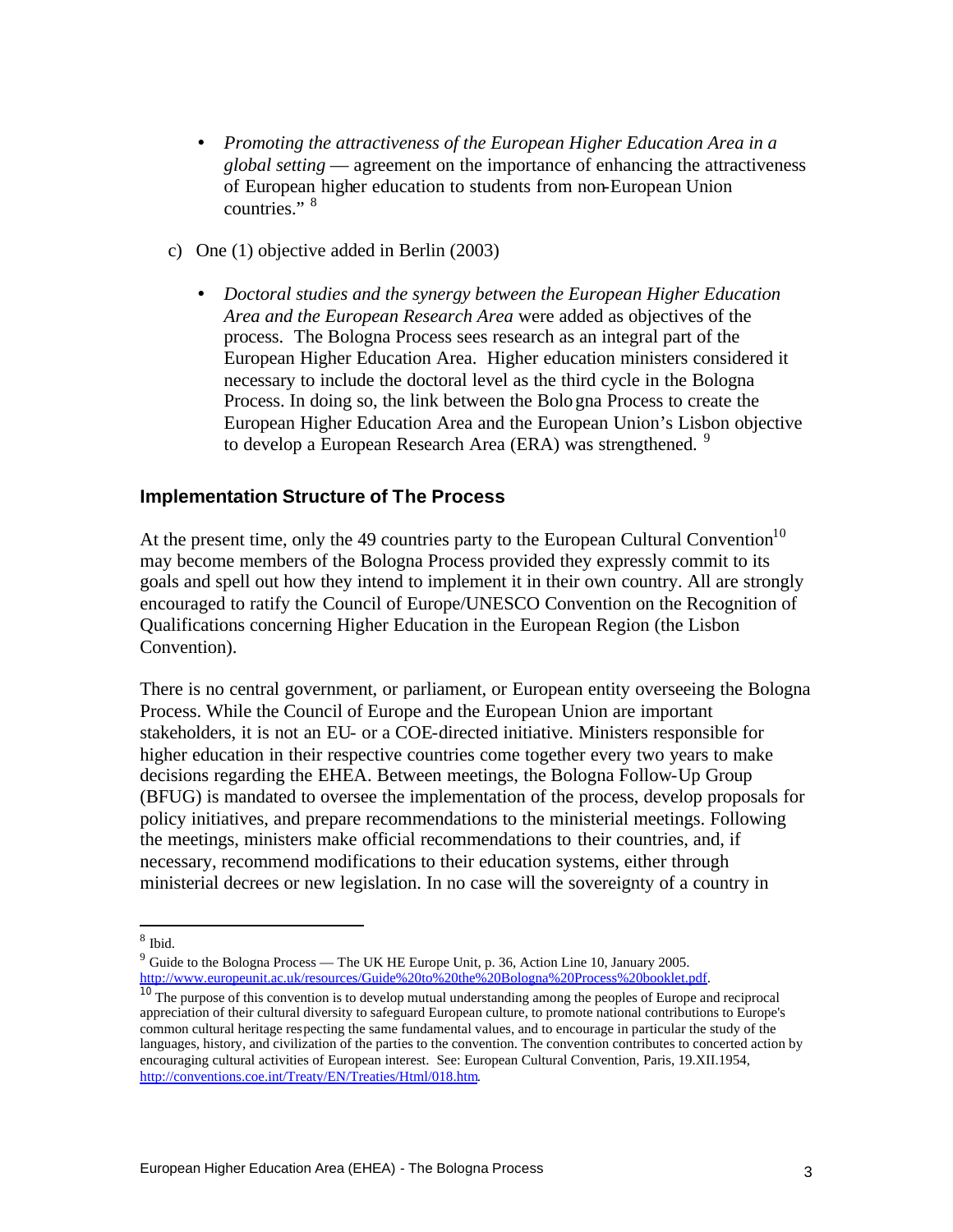- *Promoting the attractiveness of the European Higher Education Area in a global setting* — agreement on the importance of enhancing the attractiveness of European higher education to students from non-European Union countries." [8]

c) One (1) objective added in Berlin (2003)

- *Doctoral studies and the synergy between the European Higher Education Area and the European Research Area* were added as objectives of the process. The Bologna Process sees research as an integral part of the European Higher Education Area. Higher education ministers considered it necessary to include the doctoral level as the third cycle in the Bologna Process. In doing so, the link between the Bologna Process to create the European Higher Education Area and the European Union's Lisbon objective to develop a European Research Area (ERA) was strengthened. [9]

## Implementation Structure of The Process

At the present time, only the 49 countries party to the European Cultural Convention[10] may become members of the Bologna Process provided they expressly commit to its goals and spell out how they intend to implement it in their own country. All are strongly encouraged to ratify the Council of Europe/UNESCO Convention on the Recognition of Qualifications concerning Higher Education in the European Region (the Lisbon Convention).

There is no central government, or parliament, or European entity overseeing the Bologna Process. While the Council of Europe and the European Union are important stakeholders, it is not an EU- or a COE-directed initiative. Ministers responsible for higher education in their respective countries come together every two years to make decisions regarding the EHEA. Between meetings, the Bologna Follow-Up Group (BFUG) is mandated to oversee the implementation of the process, develop proposals for policy initiatives, and prepare recommendations to the ministerial meetings. Following the meetings, ministers make official recommendations to their countries, and, if necessary, recommend modifications to their education systems, either through ministerial decrees or new legislation. In no case will the sovereignty of a country in

---

[8] Ibid.

[9] Guide to the Bologna Process — The UK HE Europe Unit, p. 36, Action Line 10, January 2005. http://www.europeunit.ac.uk/resources/Guide%20to%20the%20Bologna%20Process%20booklet.pdf.

[10] The purpose of this convention is to develop mutual understanding among the peoples of Europe and reciprocal appreciation of their cultural diversity to safeguard European culture, to promote national contributions to Europe's common cultural heritage respecting the same fundamental values, and to encourage in particular the study of the languages, history, and civilization of the parties to the convention. The convention contributes to concerted action by encouraging cultural activities of European interest. See: European Cultural Convention, Paris, 19.XII.1954, http://conventions.coe.int/Treaty/EN/Treaties/Html/018.htm.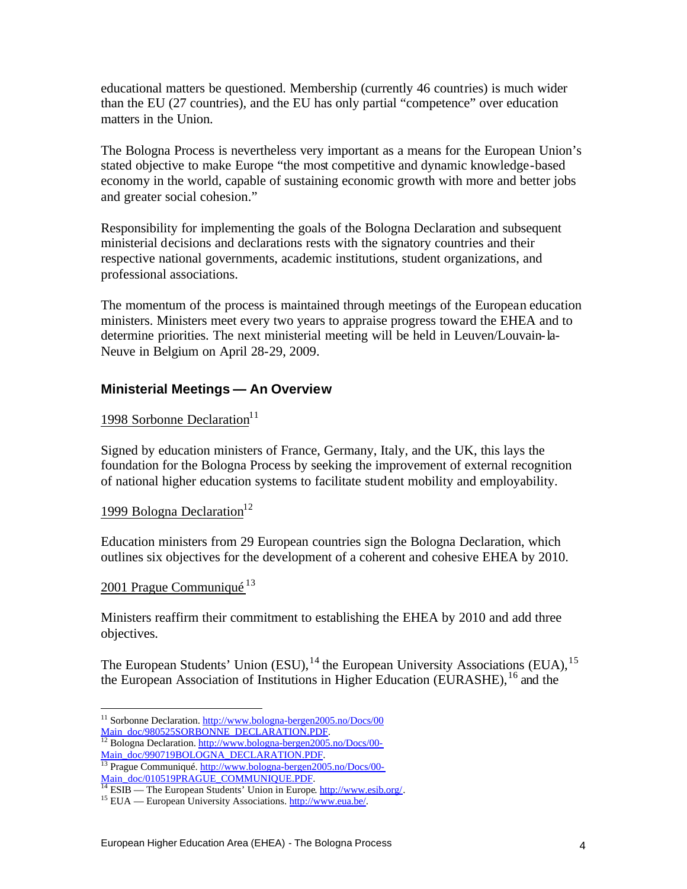educational matters be questioned. Membership (currently 46 countries) is much wider than the EU (27 countries), and the EU has only partial "competence" over education matters in the Union.

The Bologna Process is nevertheless very important as a means for the European Union's stated objective to make Europe "the most competitive and dynamic knowledge-based economy in the world, capable of sustaining economic growth with more and better jobs and greater social cohesion."

Responsibility for implementing the goals of the Bologna Declaration and subsequent ministerial decisions and declarations rests with the signatory countries and their respective national governments, academic institutions, student organizations, and professional associations.

The momentum of the process is maintained through meetings of the European education ministers. Ministers meet every two years to appraise progress toward the EHEA and to determine priorities. The next ministerial meeting will be held in Leuven/Louvain-la-Neuve in Belgium on April 28-29, 2009.

### Ministerial Meetings — An Overview

1998 Sorbonne Declaration[11]

Signed by education ministers of France, Germany, Italy, and the UK, this lays the foundation for the Bologna Process by seeking the improvement of external recognition of national higher education systems to facilitate student mobility and employability.

1999 Bologna Declaration[12]

Education ministers from 29 European countries sign the Bologna Declaration, which outlines six objectives for the development of a coherent and cohesive EHEA by 2010.

2001 Prague Communiqué [13]

Ministers reaffirm their commitment to establishing the EHEA by 2010 and add three objectives.

The European Students' Union (ESU),[14] the European University Associations (EUA),[15] the European Association of Institutions in Higher Education (EURASHE),[16] and the

---

[11] Sorbonne Declaration. http://www.bologna-bergen2005.no/Docs/00 Main_doc/980525SORBONNE_DECLARATION.PDF.

[12] Bologna Declaration. http://www.bologna-bergen2005.no/Docs/00-Main_doc/990719BOLOGNA_DECLARATION.PDF.

[13] Prague Communiqué. http://www.bologna-bergen2005.no/Docs/00-Main_doc/010519PRAGUE_COMMUNIQUE.PDF.

[14] ESIB — The European Students' Union in Europe. http://www.esib.org/.

[15] EUA — European University Associations. http://www.eua.be/.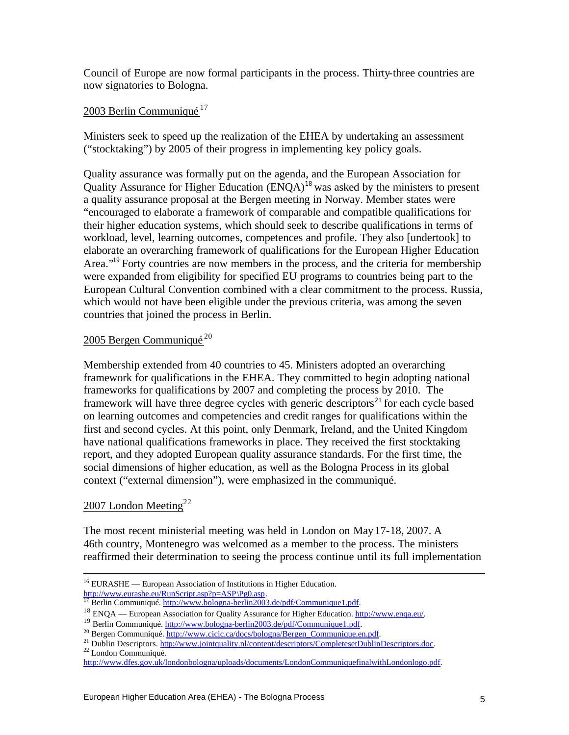Council of Europe are now formal participants in the process. Thirty-three countries are now signatories to Bologna.

2003 Berlin Communiqué[17]

Ministers seek to speed up the realization of the EHEA by undertaking an assessment ("stocktaking") by 2005 of their progress in implementing key policy goals.

Quality assurance was formally put on the agenda, and the European Association for Quality Assurance for Higher Education (ENQA)[18] was asked by the ministers to present a quality assurance proposal at the Bergen meeting in Norway. Member states were "encouraged to elaborate a framework of comparable and compatible qualifications for their higher education systems, which should seek to describe qualifications in terms of workload, level, learning outcomes, competences and profile. They also [undertook] to elaborate an overarching framework of qualifications for the European Higher Education Area."[19] Forty countries are now members in the process, and the criteria for membership were expanded from eligibility for specified EU programs to countries being part to the European Cultural Convention combined with a clear commitment to the process. Russia, which would not have been eligible under the previous criteria, was among the seven countries that joined the process in Berlin.

2005 Bergen Communiqué[20]

Membership extended from 40 countries to 45. Ministers adopted an overarching framework for qualifications in the EHEA. They committed to begin adopting national frameworks for qualifications by 2007 and completing the process by 2010. The framework will have three degree cycles with generic descriptors[21] for each cycle based on learning outcomes and competencies and credit ranges for qualifications within the first and second cycles. At this point, only Denmark, Ireland, and the United Kingdom have national qualifications frameworks in place. They received the first stocktaking report, and they adopted European quality assurance standards. For the first time, the social dimensions of higher education, as well as the Bologna Process in its global context ("external dimension"), were emphasized in the communiqué.

2007 London Meeting[22]

The most recent ministerial meeting was held in London on May 17-18, 2007. A 46th country, Montenegro was welcomed as a member to the process. The ministers reaffirmed their determination to seeing the process continue until its full implementation

---

[16] EURASHE — European Association of Institutions in Higher Education. http://www.eurashe.eu/RunScript.asp?p=ASP\Pg0.asp.

[17] Berlin Communiqué. http://www.bologna-berlin2003.de/pdf/Communique1.pdf.

[18] ENQA — European Association for Quality Assurance for Higher Education. http://www.enqa.eu/.

[19] Berlin Communiqué. http://www.bologna-berlin2003.de/pdf/Communique1.pdf.

[20] Bergen Communiqué. http://www.cicic.ca/docs/bologna/Bergen_Communique.en.pdf.

[21] Dublin Descriptors. http://www.jointquality.nl/content/descriptors/CompletesetDublinDescriptors.doc.

[22] London Communiqué. http://www.dfes.gov.uk/londonbologna/uploads/documents/LondonCommuniquefinalwithLondonlogo.pdf.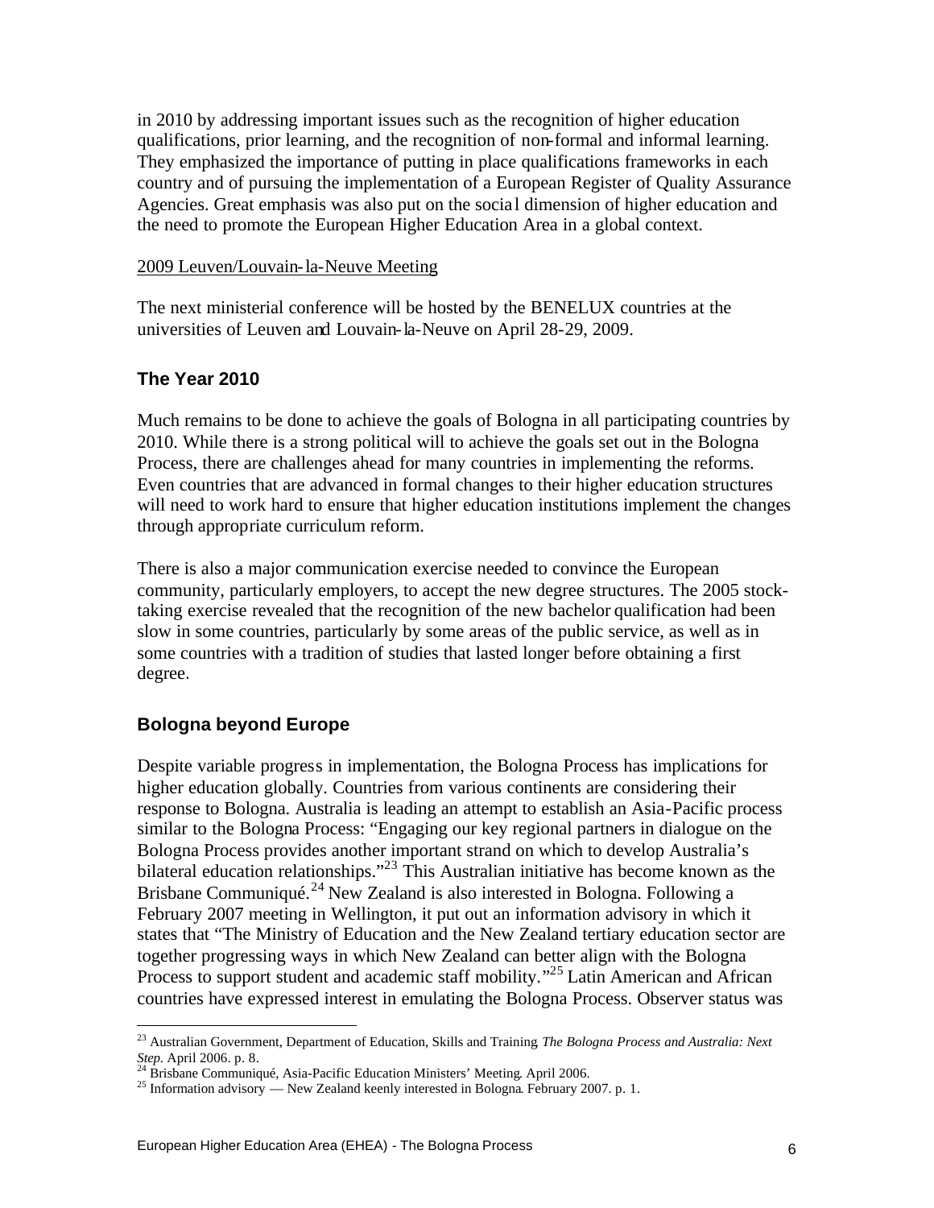in 2010 by addressing important issues such as the recognition of higher education qualifications, prior learning, and the recognition of non-formal and informal learning. They emphasized the importance of putting in place qualifications frameworks in each country and of pursuing the implementation of a European Register of Quality Assurance Agencies. Great emphasis was also put on the social dimension of higher education and the need to promote the European Higher Education Area in a global context.

<u>2009 Leuven/Louvain-la-Neuve Meeting</u>

The next ministerial conference will be hosted by the BENELUX countries at the universities of Leuven and Louvain-la-Neuve on April 28-29, 2009.

## The Year 2010

Much remains to be done to achieve the goals of Bologna in all participating countries by 2010. While there is a strong political will to achieve the goals set out in the Bologna Process, there are challenges ahead for many countries in implementing the reforms. Even countries that are advanced in formal changes to their higher education structures will need to work hard to ensure that higher education institutions implement the changes through appropriate curriculum reform.

There is also a major communication exercise needed to convince the European community, particularly employers, to accept the new degree structures. The 2005 stock-taking exercise revealed that the recognition of the new bachelor qualification had been slow in some countries, particularly by some areas of the public service, as well as in some countries with a tradition of studies that lasted longer before obtaining a first degree.

## Bologna beyond Europe

Despite variable progress in implementation, the Bologna Process has implications for higher education globally. Countries from various continents are considering their response to Bologna. Australia is leading an attempt to establish an Asia-Pacific process similar to the Bologna Process: "Engaging our key regional partners in dialogue on the Bologna Process provides another important strand on which to develop Australia's bilateral education relationships."[23] This Australian initiative has become known as the Brisbane Communiqué.[24] New Zealand is also interested in Bologna. Following a February 2007 meeting in Wellington, it put out an information advisory in which it states that "The Ministry of Education and the New Zealand tertiary education sector are together progressing ways in which New Zealand can better align with the Bologna Process to support student and academic staff mobility."[25] Latin American and African countries have expressed interest in emulating the Bologna Process. Observer status was

---

[23] Australian Government, Department of Education, Skills and Training. *The Bologna Process and Australia: Next Step.* April 2006. p. 8.

[24] Brisbane Communiqué, Asia-Pacific Education Ministers' Meeting. April 2006.

[25] Information advisory — New Zealand keenly interested in Bologna. February 2007. p. 1.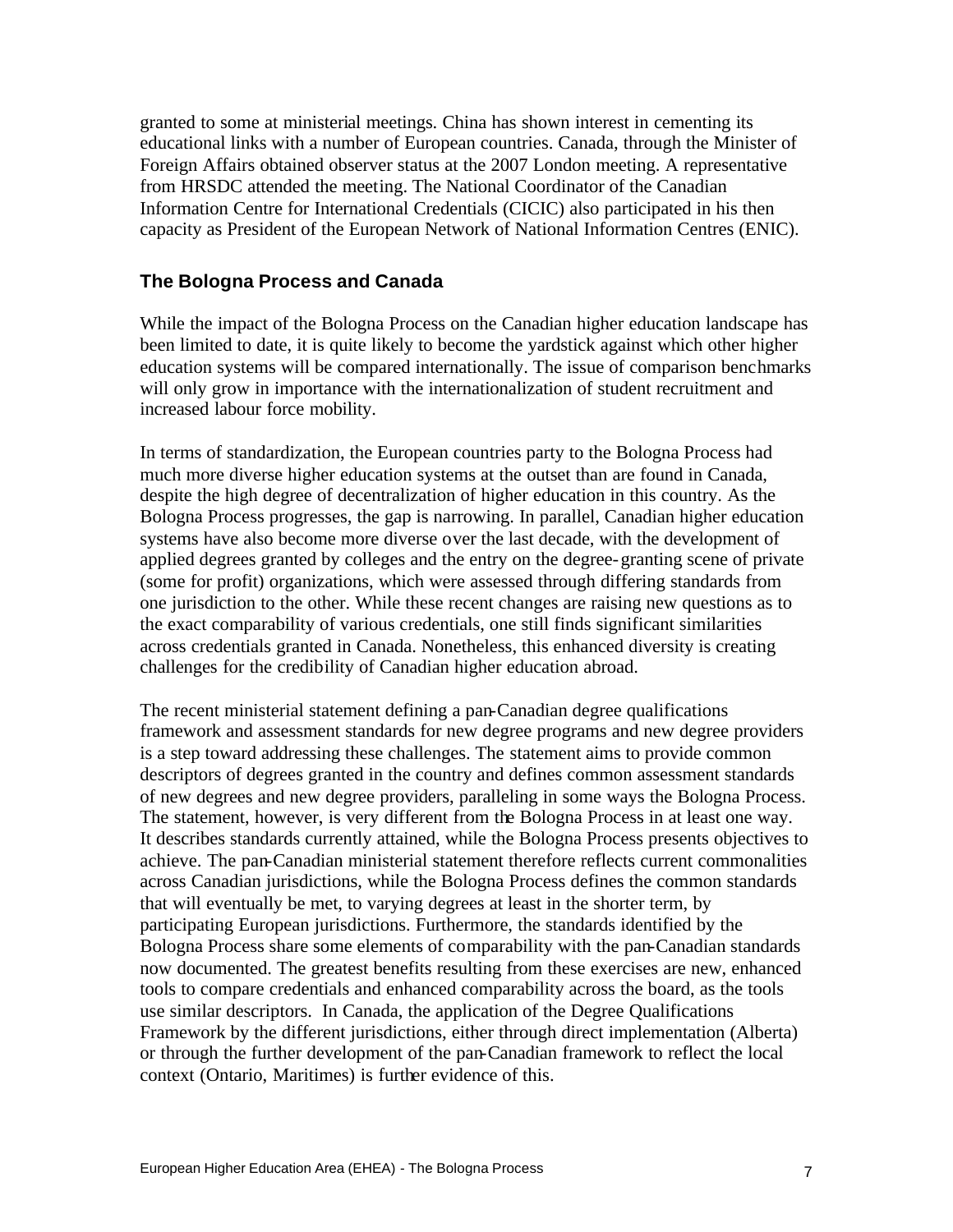granted to some at ministerial meetings. China has shown interest in cementing its educational links with a number of European countries. Canada, through the Minister of Foreign Affairs obtained observer status at the 2007 London meeting. A representative from HRSDC attended the meeting. The National Coordinator of the Canadian Information Centre for International Credentials (CICIC) also participated in his then capacity as President of the European Network of National Information Centres (ENIC).

## The Bologna Process and Canada

While the impact of the Bologna Process on the Canadian higher education landscape has been limited to date, it is quite likely to become the yardstick against which other higher education systems will be compared internationally. The issue of comparison benchmarks will only grow in importance with the internationalization of student recruitment and increased labour force mobility.

In terms of standardization, the European countries party to the Bologna Process had much more diverse higher education systems at the outset than are found in Canada, despite the high degree of decentralization of higher education in this country. As the Bologna Process progresses, the gap is narrowing. In parallel, Canadian higher education systems have also become more diverse over the last decade, with the development of applied degrees granted by colleges and the entry on the degree-granting scene of private (some for profit) organizations, which were assessed through differing standards from one jurisdiction to the other. While these recent changes are raising new questions as to the exact comparability of various credentials, one still finds significant similarities across credentials granted in Canada. Nonetheless, this enhanced diversity is creating challenges for the credibility of Canadian higher education abroad.

The recent ministerial statement defining a pan-Canadian degree qualifications framework and assessment standards for new degree programs and new degree providers is a step toward addressing these challenges. The statement aims to provide common descriptors of degrees granted in the country and defines common assessment standards of new degrees and new degree providers, paralleling in some ways the Bologna Process. The statement, however, is very different from the Bologna Process in at least one way. It describes standards currently attained, while the Bologna Process presents objectives to achieve. The pan-Canadian ministerial statement therefore reflects current commonalities across Canadian jurisdictions, while the Bologna Process defines the common standards that will eventually be met, to varying degrees at least in the shorter term, by participating European jurisdictions. Furthermore, the standards identified by the Bologna Process share some elements of comparability with the pan-Canadian standards now documented. The greatest benefits resulting from these exercises are new, enhanced tools to compare credentials and enhanced comparability across the board, as the tools use similar descriptors. In Canada, the application of the Degree Qualifications Framework by the different jurisdictions, either through direct implementation (Alberta) or through the further development of the pan-Canadian framework to reflect the local context (Ontario, Maritimes) is further evidence of this.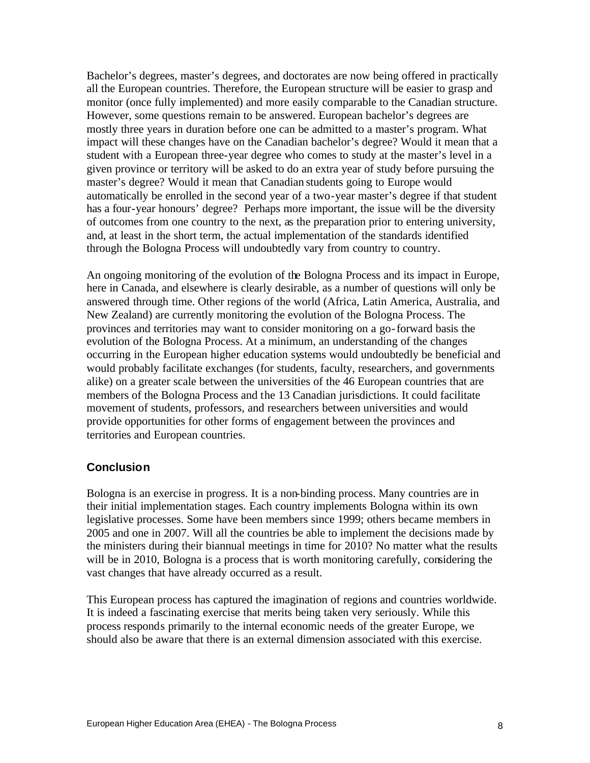Bachelor's degrees, master's degrees, and doctorates are now being offered in practically all the European countries. Therefore, the European structure will be easier to grasp and monitor (once fully implemented) and more easily comparable to the Canadian structure. However, some questions remain to be answered. European bachelor's degrees are mostly three years in duration before one can be admitted to a master's program. What impact will these changes have on the Canadian bachelor's degree? Would it mean that a student with a European three-year degree who comes to study at the master's level in a given province or territory will be asked to do an extra year of study before pursuing the master's degree? Would it mean that Canadian students going to Europe would automatically be enrolled in the second year of a two-year master's degree if that student has a four-year honours' degree? Perhaps more important, the issue will be the diversity of outcomes from one country to the next, as the preparation prior to entering university, and, at least in the short term, the actual implementation of the standards identified through the Bologna Process will undoubtedly vary from country to country.

An ongoing monitoring of the evolution of the Bologna Process and its impact in Europe, here in Canada, and elsewhere is clearly desirable, as a number of questions will only be answered through time. Other regions of the world (Africa, Latin America, Australia, and New Zealand) are currently monitoring the evolution of the Bologna Process. The provinces and territories may want to consider monitoring on a go-forward basis the evolution of the Bologna Process. At a minimum, an understanding of the changes occurring in the European higher education systems would undoubtedly be beneficial and would probably facilitate exchanges (for students, faculty, researchers, and governments alike) on a greater scale between the universities of the 46 European countries that are members of the Bologna Process and the 13 Canadian jurisdictions. It could facilitate movement of students, professors, and researchers between universities and would provide opportunities for other forms of engagement between the provinces and territories and European countries.

## Conclusion

Bologna is an exercise in progress. It is a non-binding process. Many countries are in their initial implementation stages. Each country implements Bologna within its own legislative processes. Some have been members since 1999; others became members in 2005 and one in 2007. Will all the countries be able to implement the decisions made by the ministers during their biannual meetings in time for 2010? No matter what the results will be in 2010, Bologna is a process that is worth monitoring carefully, considering the vast changes that have already occurred as a result.

This European process has captured the imagination of regions and countries worldwide. It is indeed a fascinating exercise that merits being taken very seriously. While this process responds primarily to the internal economic needs of the greater Europe, we should also be aware that there is an external dimension associated with this exercise.